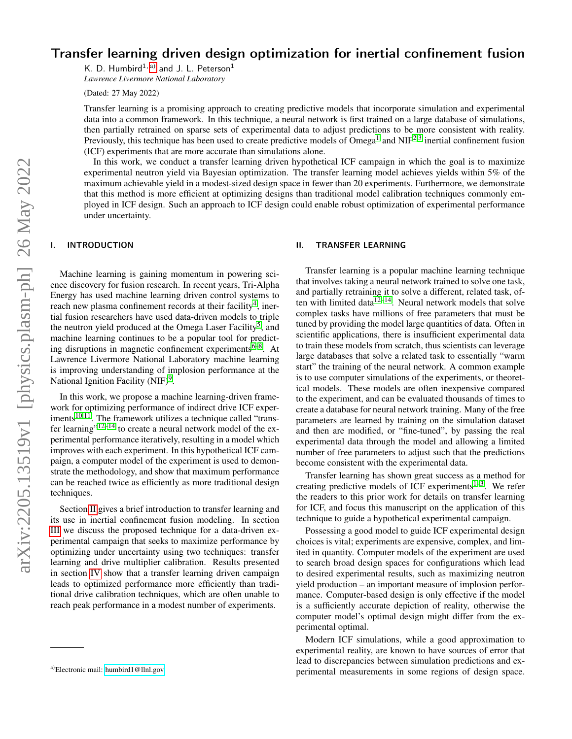# Transfer learning driven design optimization for inertial confinement fusion

K. D. Humbird[1,a)] and J. L. Peterson[1]

*Lawrence Livermore National Laboratory*

(Dated: 27 May 2022)

Transfer learning is a promising approach to creating predictive models that incorporate simulation and experimental data into a common framework. In this technique, a neural network is first trained on a large database of simulations, then partially retrained on sparse sets of experimental data to adjust predictions to be more consistent with reality. Previously, this technique has been used to create predictive models of Omega[1] and NIF[2,3] inertial confinement fusion (ICF) experiments that are more accurate than simulations alone.

In this work, we conduct a transfer learning driven hypothetical ICF campaign in which the goal is to maximize experimental neutron yield via Bayesian optimization. The transfer learning model achieves yields within 5% of the maximum achievable yield in a modest-sized design space in fewer than 20 experiments. Furthermore, we demonstrate that this method is more efficient at optimizing designs than traditional model calibration techniques commonly employed in ICF design. Such an approach to ICF design could enable robust optimization of experimental performance under uncertainty.

## I. INTRODUCTION

Machine learning is gaining momentum in powering science discovery for fusion research. In recent years, Tri-Alpha Energy has used machine learning driven control systems to reach new plasma confinement records at their facility[4], inertial fusion researchers have used data-driven models to triple the neutron yield produced at the Omega Laser Facility[5], and machine learning continues to be a popular tool for predicting disruptions in magnetic confinement experiments[6–8]. At Lawrence Livermore National Laboratory machine learning is improving understanding of implosion performance at the National Ignition Facility (NIF)[9].

In this work, we propose a machine learning-driven framework for optimizing performance of indirect drive ICF experiments[10,11]. The framework utilizes a technique called "transfer learning"[12–14] to create a neural network model of the experimental performance iteratively, resulting in a model which improves with each experiment. In this hypothetical ICF campaign, a computer model of the experiment is used to demonstrate the methodology, and show that maximum performance can be reached twice as efficiently as more traditional design techniques.

Section II gives a brief introduction to transfer learning and its use in inertial confinement fusion modeling. In section III we discuss the proposed technique for a data-driven experimental campaign that seeks to maximize performance by optimizing under uncertainty using two techniques: transfer learning and drive multiplier calibration. Results presented in section IV show that a transfer learning driven campaign leads to optimized performance more efficiently than traditional drive calibration techniques, which are often unable to reach peak performance in a modest number of experiments.

## II. TRANSFER LEARNING

Transfer learning is a popular machine learning technique that involves taking a neural network trained to solve one task, and partially retraining it to solve a different, related task, often with limited data[12–14]. Neural network models that solve complex tasks have millions of free parameters that must be tuned by providing the model large quantities of data. Often in scientific applications, there is insufficient experimental data to train these models from scratch, thus scientists can leverage large databases that solve a related task to essentially "warm start" the training of the neural network. A common example is to use computer simulations of the experiments, or theoretical models. These models are often inexpensive compared to the experiment, and can be evaluated thousands of times to create a database for neural network training. Many of the free parameters are learned by training on the simulation dataset and then are modified, or "fine-tuned", by passing the real experimental data through the model and allowing a limited number of free parameters to adjust such that the predictions become consistent with the experimental data.

Transfer learning has shown great success as a method for creating predictive models of ICF experiments[1–3]. We refer the readers to this prior work for details on transfer learning for ICF, and focus this manuscript on the application of this technique to guide a hypothetical experimental campaign.

Possessing a good model to guide ICF experimental design choices is vital; experiments are expensive, complex, and limited in quantity. Computer models of the experiment are used to search broad design spaces for configurations which lead to desired experimental results, such as maximizing neutron yield production – an important measure of implosion performance. Computer-based design is only effective if the model is a sufficiently accurate depiction of reality, otherwise the computer model's optimal design might differ from the experimental optimal.

Modern ICF simulations, while a good approximation to experimental reality, are known to have sources of error that lead to discrepancies between simulation predictions and experimental measurements in some regions of design space.

a)Electronic mail: humbird1@llnl.gov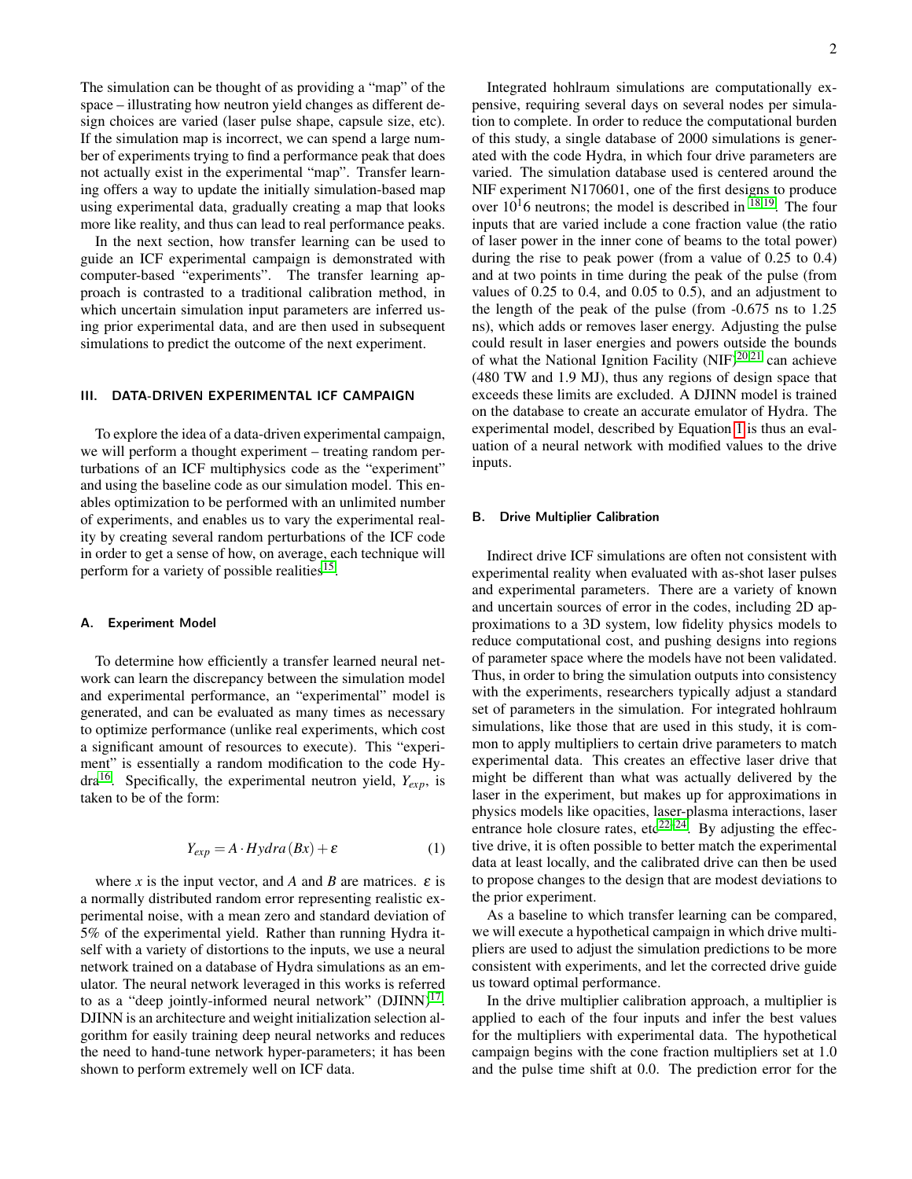The simulation can be thought of as providing a "map" of the space – illustrating how neutron yield changes as different design choices are varied (laser pulse shape, capsule size, etc). If the simulation map is incorrect, we can spend a large number of experiments trying to find a performance peak that does not actually exist in the experimental "map". Transfer learning offers a way to update the initially simulation-based map using experimental data, gradually creating a map that looks more like reality, and thus can lead to real performance peaks.

In the next section, how transfer learning can be used to guide an ICF experimental campaign is demonstrated with computer-based "experiments". The transfer learning approach is contrasted to a traditional calibration method, in which uncertain simulation input parameters are inferred using prior experimental data, and are then used in subsequent simulations to predict the outcome of the next experiment.

## III. DATA-DRIVEN EXPERIMENTAL ICF CAMPAIGN

To explore the idea of a data-driven experimental campaign, we will perform a thought experiment – treating random perturbations of an ICF multiphysics code as the "experiment" and using the baseline code as our simulation model. This enables optimization to be performed with an unlimited number of experiments, and enables us to vary the experimental reality by creating several random perturbations of the ICF code in order to get a sense of how, on average, each technique will perform for a variety of possible realities[15].

### A. Experiment Model

To determine how efficiently a transfer learned neural network can learn the discrepancy between the simulation model and experimental performance, an "experimental" model is generated, and can be evaluated as many times as necessary to optimize performance (unlike real experiments, which cost a significant amount of resources to execute). This "experiment" is essentially a random modification to the code Hydra[16]. Specifically, the experimental neutron yield, $Y_{exp}$, is taken to be of the form:

$$Y_{exp} = A \cdot Hydra(Bx) + \varepsilon \tag{1}$$

where $x$ is the input vector, and $A$ and $B$ are matrices. $\varepsilon$ is a normally distributed random error representing realistic experimental noise, with a mean zero and standard deviation of 5% of the experimental yield. Rather than running Hydra itself with a variety of distortions to the inputs, we use a neural network trained on a database of Hydra simulations as an emulator. The neural network leveraged in this works is referred to as a "deep jointly-informed neural network" (DJINN)[17]. DJINN is an architecture and weight initialization selection algorithm for easily training deep neural networks and reduces the need to hand-tune network hyper-parameters; it has been shown to perform extremely well on ICF data.

Integrated hohlraum simulations are computationally expensive, requiring several days on several nodes per simulation to complete. In order to reduce the computational burden of this study, a single database of 2000 simulations is generated with the code Hydra, in which four drive parameters are varied. The simulation database used is centered around the NIF experiment N170601, one of the first designs to produce over $10^16$ neutrons; the model is described in [18,19]. The four inputs that are varied include a cone fraction value (the ratio of laser power in the inner cone of beams to the total power) during the rise to peak power (from a value of 0.25 to 0.4) and at two points in time during the peak of the pulse (from values of 0.25 to 0.4, and 0.05 to 0.5), and an adjustment to the length of the peak of the pulse (from -0.675 ns to 1.25 ns), which adds or removes laser energy. Adjusting the pulse could result in laser energies and powers outside the bounds of what the National Ignition Facility (NIF)[20,21] can achieve (480 TW and 1.9 MJ), thus any regions of design space that exceeds these limits are excluded. A DJINN model is trained on the database to create an accurate emulator of Hydra. The experimental model, described by Equation 1 is thus an evaluation of a neural network with modified values to the drive inputs.

### B. Drive Multiplier Calibration

Indirect drive ICF simulations are often not consistent with experimental reality when evaluated with as-shot laser pulses and experimental parameters. There are a variety of known and uncertain sources of error in the codes, including 2D approximations to a 3D system, low fidelity physics models to reduce computational cost, and pushing designs into regions of parameter space where the models have not been validated. Thus, in order to bring the simulation outputs into consistency with the experiments, researchers typically adjust a standard set of parameters in the simulation. For integrated hohlraum simulations, like those that are used in this study, it is common to apply multipliers to certain drive parameters to match experimental data. This creates an effective laser drive that might be different than what was actually delivered by the laser in the experiment, but makes up for approximations in physics models like opacities, laser-plasma interactions, laser entrance hole closure rates, etc[22–24]. By adjusting the effective drive, it is often possible to better match the experimental data at least locally, and the calibrated drive can then be used to propose changes to the design that are modest deviations to the prior experiment.

As a baseline to which transfer learning can be compared, we will execute a hypothetical campaign in which drive multipliers are used to adjust the simulation predictions to be more consistent with experiments, and let the corrected drive guide us toward optimal performance.

In the drive multiplier calibration approach, a multiplier is applied to each of the four inputs and infer the best values for the multipliers with experimental data. The hypothetical campaign begins with the cone fraction multipliers set at 1.0 and the pulse time shift at 0.0. The prediction error for the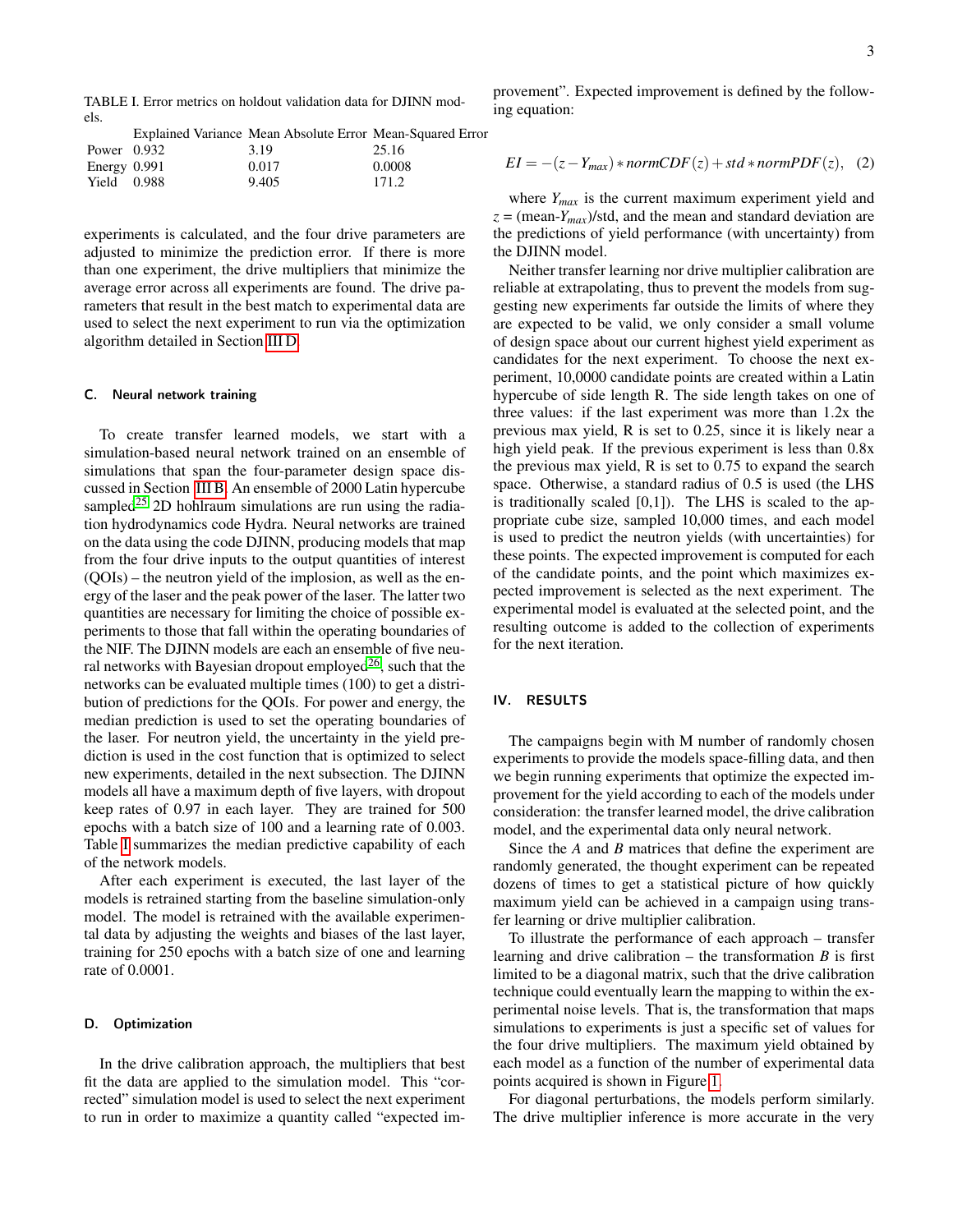TABLE I. Error metrics on holdout validation data for DJINN models.

| | Explained Variance | Mean Absolute Error | Mean-Squared Error |
|---|---|---|---|
| Power | 0.932 | 3.19 | 25.16 |
| Energy | 0.991 | 0.017 | 0.0008 |
| Yield | 0.988 | 9.405 | 171.2 |

experiments is calculated, and the four drive parameters are adjusted to minimize the prediction error. If there is more than one experiment, the drive multipliers that minimize the average error across all experiments are found. The drive parameters that result in the best match to experimental data are used to select the next experiment to run via the optimization algorithm detailed in Section III D.

### C. Neural network training

To create transfer learned models, we start with a simulation-based neural network trained on an ensemble of simulations that span the four-parameter design space discussed in Section III B. An ensemble of 2000 Latin hypercube sampled[25] 2D hohlraum simulations are run using the radiation hydrodynamics code Hydra. Neural networks are trained on the data using the code DJINN, producing models that map from the four drive inputs to the output quantities of interest (QOIs) – the neutron yield of the implosion, as well as the energy of the laser and the peak power of the laser. The latter two quantities are necessary for limiting the choice of possible experiments to those that fall within the operating boundaries of the NIF. The DJINN models are each an ensemble of five neural networks with Bayesian dropout employed[26], such that the networks can be evaluated multiple times (100) to get a distribution of predictions for the QOIs. For power and energy, the median prediction is used to set the operating boundaries of the laser. For neutron yield, the uncertainty in the yield prediction is used in the cost function that is optimized to select new experiments, detailed in the next subsection. The DJINN models all have a maximum depth of five layers, with dropout keep rates of 0.97 in each layer. They are trained for 500 epochs with a batch size of 100 and a learning rate of 0.003. Table I summarizes the median predictive capability of each of the network models.

After each experiment is executed, the last layer of the models is retrained starting from the baseline simulation-only model. The model is retrained with the available experimental data by adjusting the weights and biases of the last layer, training for 250 epochs with a batch size of one and learning rate of 0.0001.

### D. Optimization

In the drive calibration approach, the multipliers that best fit the data are applied to the simulation model. This "corrected" simulation model is used to select the next experiment to run in order to maximize a quantity called "expected improvement". Expected improvement is defined by the following equation:

$$EI = -(z - Y_{max}) * normCDF(z) + std * normPDF(z), \quad (2)$$

where $Y_{max}$ is the current maximum experiment yield and $z$ = (mean-$Y_{max}$)/std, and the mean and standard deviation are the predictions of yield performance (with uncertainty) from the DJINN model.

Neither transfer learning nor drive multiplier calibration are reliable at extrapolating, thus to prevent the models from suggesting new experiments far outside the limits of where they are expected to be valid, we only consider a small volume of design space about our current highest yield experiment as candidates for the next experiment. To choose the next experiment, 10,0000 candidate points are created within a Latin hypercube of side length R. The side length takes on one of three values: if the last experiment was more than 1.2x the previous max yield, R is set to 0.25, since it is likely near a high yield peak. If the previous experiment is less than 0.8x the previous max yield, R is set to 0.75 to expand the search space. Otherwise, a standard radius of 0.5 is used (the LHS is traditionally scaled [0,1]). The LHS is scaled to the appropriate cube size, sampled 10,000 times, and each model is used to predict the neutron yields (with uncertainties) for these points. The expected improvement is computed for each of the candidate points, and the point which maximizes expected improvement is selected as the next experiment. The experimental model is evaluated at the selected point, and the resulting outcome is added to the collection of experiments for the next iteration.

## IV. RESULTS

The campaigns begin with M number of randomly chosen experiments to provide the models space-filling data, and then we begin running experiments that optimize the expected improvement for the yield according to each of the models under consideration: the transfer learned model, the drive calibration model, and the experimental data only neural network.

Since the $A$ and $B$ matrices that define the experiment are randomly generated, the thought experiment can be repeated dozens of times to get a statistical picture of how quickly maximum yield can be achieved in a campaign using transfer learning or drive multiplier calibration.

To illustrate the performance of each approach – transfer learning and drive calibration – the transformation $B$ is first limited to be a diagonal matrix, such that the drive calibration technique could eventually learn the mapping to within the experimental noise levels. That is, the transformation that maps simulations to experiments is just a specific set of values for the four drive multipliers. The maximum yield obtained by each model as a function of the number of experimental data points acquired is shown in Figure 1.

For diagonal perturbations, the models perform similarly. The drive multiplier inference is more accurate in the very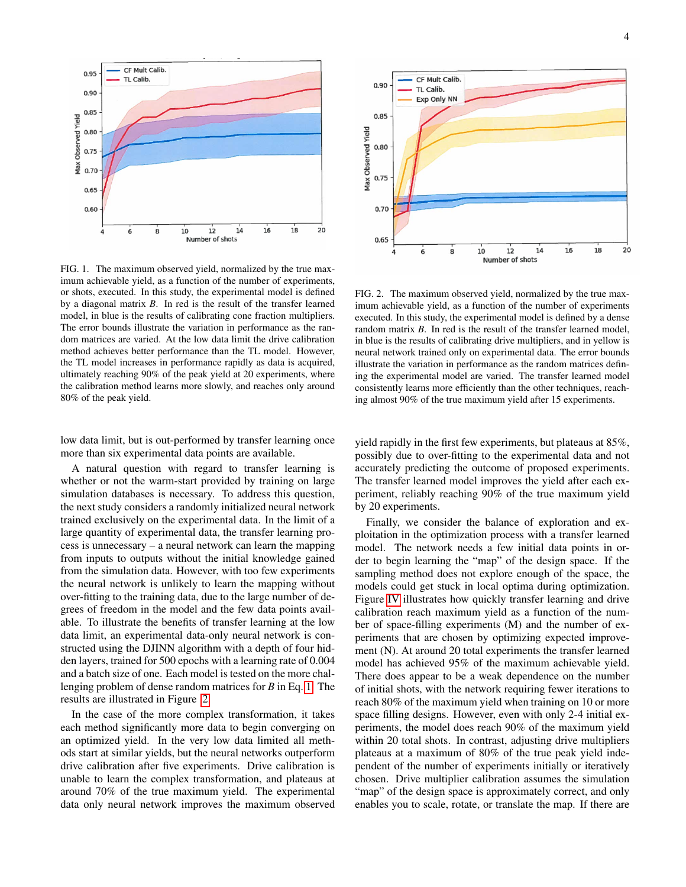FIG. 1. The maximum observed yield, normalized by the true maximum achievable yield, as a function of the number of experiments, or shots, executed. In this study, the experimental model is defined by a diagonal matrix $B$. In red is the result of the transfer learned model, in blue is the results of calibrating cone fraction multipliers. The error bounds illustrate the variation in performance as the random matrices are varied. At the low data limit the drive calibration method achieves better performance than the TL model. However, the TL model increases in performance rapidly as data is acquired, ultimately reaching 90% of the peak yield at 20 experiments, where the calibration method learns more slowly, and reaches only around 80% of the peak yield.

FIG. 2. The maximum observed yield, normalized by the true maximum achievable yield, as a function of the number of experiments executed. In this study, the experimental model is defined by a dense random matrix $B$. In red is the result of the transfer learned model, in blue is the results of calibrating drive multipliers, and in yellow is neural network trained only on experimental data. The error bounds illustrate the variation in performance as the random matrices defining the experimental model are varied. The transfer learned model consistently learns more efficiently than the other techniques, reaching almost 90% of the true maximum yield after 15 experiments.

low data limit, but is out-performed by transfer learning once more than six experimental data points are available.

A natural question with regard to transfer learning is whether or not the warm-start provided by training on large simulation databases is necessary. To address this question, the next study considers a randomly initialized neural network trained exclusively on the experimental data. In the limit of a large quantity of experimental data, the transfer learning process is unnecessary – a neural network can learn the mapping from inputs to outputs without the initial knowledge gained from the simulation data. However, with too few experiments the neural network is unlikely to learn the mapping without over-fitting to the training data, due to the large number of degrees of freedom in the model and the few data points available. To illustrate the benefits of transfer learning at the low data limit, an experimental data-only neural network is constructed using the DJINN algorithm with a depth of four hidden layers, trained for 500 epochs with a learning rate of 0.004 and a batch size of one. Each model is tested on the more challenging problem of dense random matrices for $B$ in Eq. 1. The results are illustrated in Figure 2.

In the case of the more complex transformation, it takes each method significantly more data to begin converging on an optimized yield. In the very low data limited all methods start at similar yields, but the neural networks outperform drive calibration after five experiments. Drive calibration is unable to learn the complex transformation, and plateaus at around 70% of the true maximum yield. The experimental data only neural network improves the maximum observed yield rapidly in the first few experiments, but plateaus at 85%, possibly due to over-fitting to the experimental data and not accurately predicting the outcome of proposed experiments. The transfer learned model improves the yield after each experiment, reliably reaching 90% of the true maximum yield by 20 experiments.

Finally, we consider the balance of exploration and exploitation in the optimization process with a transfer learned model. The network needs a few initial data points in order to begin learning the "map" of the design space. If the sampling method does not explore enough of the space, the models could get stuck in local optima during optimization. Figure IV illustrates how quickly transfer learning and drive calibration reach maximum yield as a function of the number of space-filling experiments (M) and the number of experiments that are chosen by optimizing expected improvement (N). At around 20 total experiments the transfer learned model has achieved 95% of the maximum achievable yield. There does appear to be a weak dependence on the number of initial shots, with the network requiring fewer iterations to reach 80% of the maximum yield when training on 10 or more space filling designs. However, even with only 2-4 initial experiments, the model does reach 90% of the maximum yield within 20 total shots. In contrast, adjusting drive multipliers plateaus at a maximum of 80% of the true peak yield independent of the number of experiments initially or iteratively chosen. Drive multiplier calibration assumes the simulation "map" of the design space is approximately correct, and only enables you to scale, rotate, or translate the map. If there are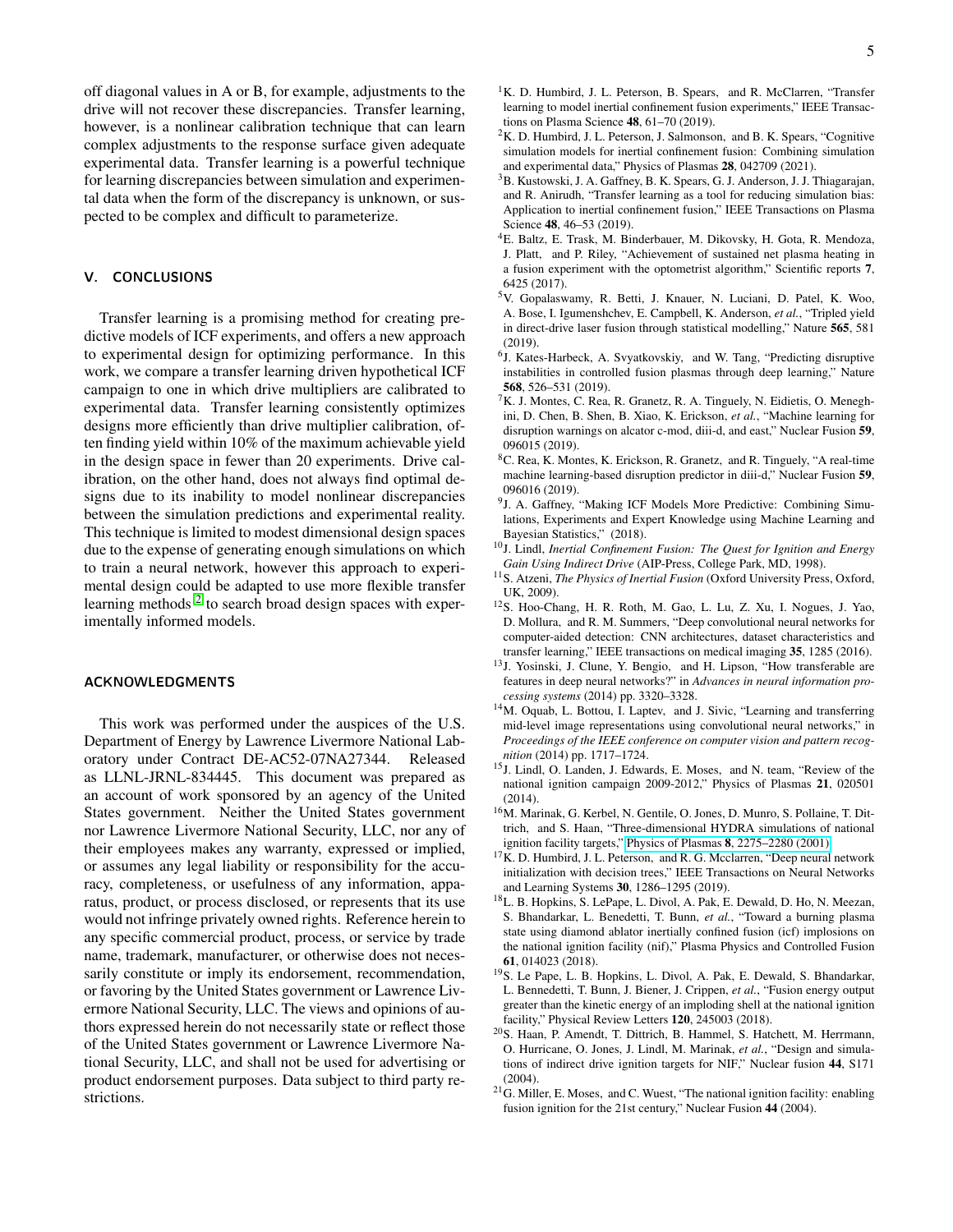off diagonal values in A or B, for example, adjustments to the drive will not recover these discrepancies. Transfer learning, however, is a nonlinear calibration technique that can learn complex adjustments to the response surface given adequate experimental data. Transfer learning is a powerful technique for learning discrepancies between simulation and experimental data when the form of the discrepancy is unknown, or suspected to be complex and difficult to parameterize.

## V. CONCLUSIONS

Transfer learning is a promising method for creating predictive models of ICF experiments, and offers a new approach to experimental design for optimizing performance. In this work, we compare a transfer learning driven hypothetical ICF campaign to one in which drive multipliers are calibrated to experimental data. Transfer learning consistently optimizes designs more efficiently than drive multiplier calibration, often finding yield within 10% of the maximum achievable yield in the design space in fewer than 20 experiments. Drive calibration, on the other hand, does not always find optimal designs due to its inability to model nonlinear discrepancies between the simulation predictions and experimental reality. This technique is limited to modest dimensional design spaces due to the expense of generating enough simulations on which to train a neural network, however this approach to experimental design could be adapted to use more flexible transfer learning methods[2] to search broad design spaces with experimentally informed models.

## ACKNOWLEDGMENTS

This work was performed under the auspices of the U.S. Department of Energy by Lawrence Livermore National Laboratory under Contract DE-AC52-07NA27344. Released as LLNL-JRNL-834445. This document was prepared as an account of work sponsored by an agency of the United States government. Neither the United States government nor Lawrence Livermore National Security, LLC, nor any of their employees makes any warranty, expressed or implied, or assumes any legal liability or responsibility for the accuracy, completeness, or usefulness of any information, apparatus, product, or process disclosed, or represents that its use would not infringe privately owned rights. Reference herein to any specific commercial product, process, or service by trade name, trademark, manufacturer, or otherwise does not necessarily constitute or imply its endorsement, recommendation, or favoring by the United States government or Lawrence Livermore National Security, LLC. The views and opinions of authors expressed herein do not necessarily state or reflect those of the United States government or Lawrence Livermore National Security, LLC, and shall not be used for advertising or product endorsement purposes. Data subject to third party restrictions.

[1] K. D. Humbird, J. L. Peterson, B. Spears, and R. McClarren, "Transfer learning to model inertial confinement fusion experiments," IEEE Transactions on Plasma Science **48**, 61–70 (2019).

[2] K. D. Humbird, J. L. Peterson, J. Salmonson, and B. K. Spears, "Cognitive simulation models for inertial confinement fusion: Combining simulation and experimental data," Physics of Plasmas **28**, 042709 (2021).

[3] B. Kustowski, J. A. Gaffney, B. K. Spears, G. J. Anderson, J. J. Thiagarajan, and R. Anirudh, "Transfer learning as a tool for reducing simulation bias: Application to inertial confinement fusion," IEEE Transactions on Plasma Science **48**, 46–53 (2019).

[4] E. Baltz, E. Trask, M. Binderbauer, M. Dikovsky, H. Gota, R. Mendoza, J. Platt, and P. Riley, "Achievement of sustained net plasma heating in a fusion experiment with the optometrist algorithm," Scientific reports **7**, 6425 (2017).

[5] V. Gopalaswamy, R. Betti, J. Knauer, N. Luciani, D. Patel, K. Woo, A. Bose, I. Igumenshchev, E. Campbell, K. Anderson, *et al.*, "Tripled yield in direct-drive laser fusion through statistical modelling," Nature **565**, 581 (2019).

[6] J. Kates-Harbeck, A. Svyatkovskiy, and W. Tang, "Predicting disruptive instabilities in controlled fusion plasmas through deep learning," Nature **568**, 526–531 (2019).

[7] K. J. Montes, C. Rea, R. Granetz, R. A. Tinguely, N. Eidietis, O. Meneghini, D. Chen, B. Shen, B. Xiao, K. Erickson, *et al.*, "Machine learning for disruption warnings on alcator c-mod, diii-d, and east," Nuclear Fusion **59**, 096015 (2019).

[8] C. Rea, K. Montes, K. Erickson, R. Granetz, and R. Tinguely, "A real-time machine learning-based disruption predictor in diii-d," Nuclear Fusion **59**, 096016 (2019).

[9] J. A. Gaffney, "Making ICF Models More Predictive: Combining Simulations, Experiments and Expert Knowledge using Machine Learning and Bayesian Statistics," (2018).

[10] J. Lindl, *Inertial Confinement Fusion: The Quest for Ignition and Energy Gain Using Indirect Drive* (AIP-Press, College Park, MD, 1998).

[11] S. Atzeni, *The Physics of Inertial Fusion* (Oxford University Press, Oxford, UK, 2009).

[12] S. Hoo-Chang, H. R. Roth, M. Gao, L. Lu, Z. Xu, I. Nogues, J. Yao, D. Mollura, and R. M. Summers, "Deep convolutional neural networks for computer-aided detection: CNN architectures, dataset characteristics and transfer learning," IEEE transactions on medical imaging **35**, 1285 (2016).

[13] J. Yosinski, J. Clune, Y. Bengio, and H. Lipson, "How transferable are features in deep neural networks?" in *Advances in neural information processing systems* (2014) pp. 3320–3328.

[14] M. Oquab, L. Bottou, I. Laptev, and J. Sivic, "Learning and transferring mid-level image representations using convolutional neural networks," in *Proceedings of the IEEE conference on computer vision and pattern recognition* (2014) pp. 1717–1724.

[15] J. Lindl, O. Landen, J. Edwards, E. Moses, and N. team, "Review of the national ignition campaign 2009-2012," Physics of Plasmas **21**, 020501 (2014).

[16] M. Marinak, G. Kerbel, N. Gentile, O. Jones, D. Munro, S. Pollaine, T. Dittrich, and S. Haan, "Three-dimensional HYDRA simulations of national ignition facility targets," Physics of Plasmas **8**, 2275–2280 (2001).

[17] K. D. Humbird, J. L. Peterson, and R. G. Mcclarren, "Deep neural network initialization with decision trees," IEEE Transactions on Neural Networks and Learning Systems **30**, 1286–1295 (2019).

[18] L. B. Hopkins, S. LePape, L. Divol, A. Pak, E. Dewald, D. Ho, N. Meezan, S. Bhandarkar, L. Benedetti, T. Bunn, *et al.*, "Toward a burning plasma state using diamond ablator inertially confined fusion (icf) implosions on the national ignition facility (nif)," Plasma Physics and Controlled Fusion **61**, 014023 (2018).

[19] S. Le Pape, L. B. Hopkins, L. Divol, A. Pak, E. Dewald, S. Bhandarkar, L. Bennedetti, T. Bunn, J. Biener, J. Crippen, *et al.*, "Fusion energy output greater than the kinetic energy of an imploding shell at the national ignition facility," Physical Review Letters **120**, 245003 (2018).

[20] S. Haan, P. Amendt, T. Dittrich, B. Hammel, S. Hatchett, M. Herrmann, O. Hurricane, O. Jones, J. Lindl, M. Marinak, *et al.*, "Design and simulations of indirect drive ignition targets for NIF," Nuclear fusion **44**, S171 (2004).

[21] G. Miller, E. Moses, and C. Wuest, "The national ignition facility: enabling fusion ignition for the 21st century," Nuclear Fusion **44** (2004).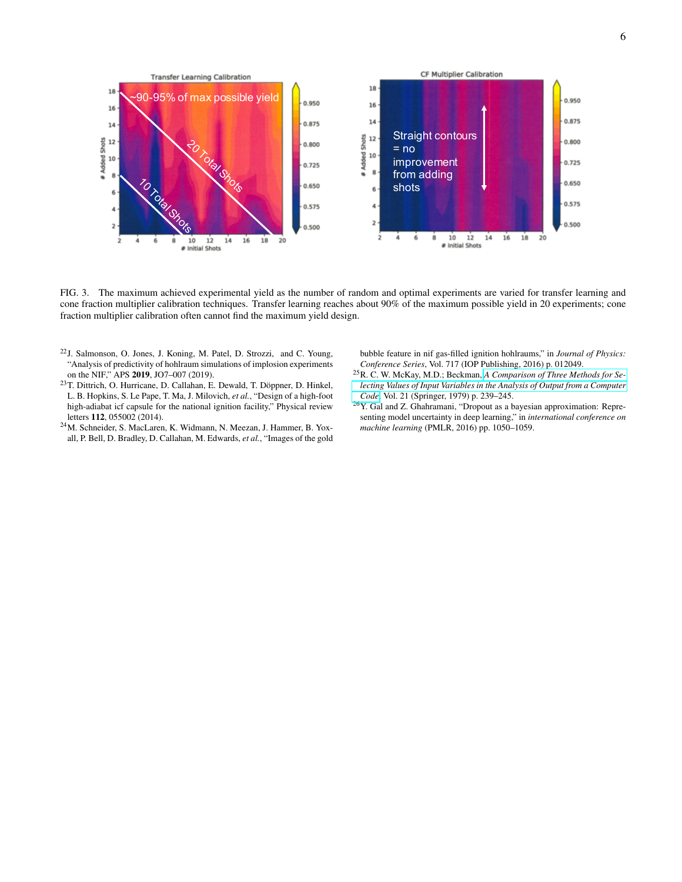Transfer Learning Calibration

~90-95% of max possible yield

20 Total Shots

10 Total Shots

Added Shots

Initial Shots

0.950
0.875
0.800
0.725
0.650
0.575
0.500

CF Multiplier Calibration

Straight contours = no improvement from adding shots

Added Shots

Initial Shots

0.950
0.875
0.800
0.725
0.650
0.575
0.500

FIG. 3. The maximum achieved experimental yield as the number of random and optimal experiments are varied for transfer learning and cone fraction multiplier calibration techniques. Transfer learning reaches about 90% of the maximum possible yield in 20 experiments; cone fraction multiplier calibration often cannot find the maximum yield design.

[22] J. Salmonson, O. Jones, J. Koning, M. Patel, D. Strozzi, and C. Young, "Analysis of predictivity of hohlraum simulations of implosion experiments on the NIF," APS **2019**, JO7–007 (2019).

[23] T. Dittrich, O. Hurricane, D. Callahan, E. Dewald, T. Döppner, D. Hinkel, L. B. Hopkins, S. Le Pape, T. Ma, J. Milovich, *et al.*, "Design of a high-foot high-adiabat icf capsule for the national ignition facility," Physical review letters **112**, 055002 (2014).

[24] M. Schneider, S. MacLaren, K. Widmann, N. Meezan, J. Hammer, B. Yoxall, P. Bell, D. Bradley, D. Callahan, M. Edwards, *et al.*, "Images of the gold bubble feature in nif gas-filled ignition hohlraums," in *Journal of Physics: Conference Series*, Vol. 717 (IOP Publishing, 2016) p. 012049.

[25] R. C. W. McKay, M.D.; Beckman, *A Comparison of Three Methods for Selecting Values of Input Variables in the Analysis of Output from a Computer Code*, Vol. 21 (Springer, 1979) p. 239–245.

[26] Y. Gal and Z. Ghahramani, "Dropout as a bayesian approximation: Representing model uncertainty in deep learning," in *international conference on machine learning* (PMLR, 2016) pp. 1050–1059.